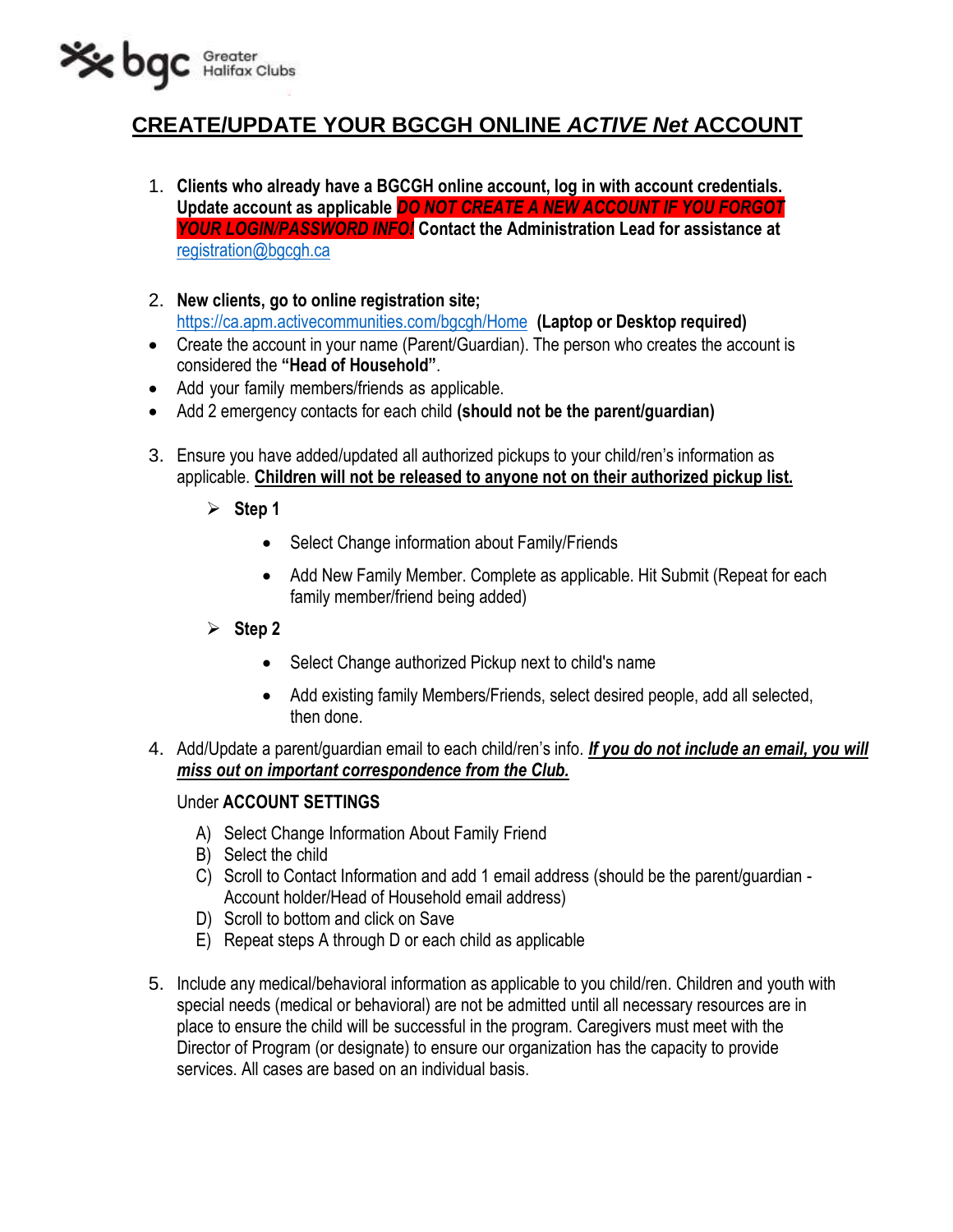bgc Greater Halifax Clubs

# CREATE/UPDATE YOUR BGCGH ONLINE *ACTIVE Net* ACCOUNT

1. **Clients who already have a BGCGH online account, log in with account credentials. Update account as applicable** ***DO NOT CREATE A NEW ACCOUNT IF YOU FORGOT YOUR LOGIN/PASSWORD INFO!*** **Contact the Administration Lead for assistance at** registration@bgcgh.ca

2. **New clients, go to online registration site;** https://ca.apm.activecommunities.com/bgcgh/Home **(Laptop or Desktop required)**

- Create the account in your name (Parent/Guardian). The person who creates the account is considered the **"Head of Household"**.
- Add your family members/friends as applicable.
- Add 2 emergency contacts for each child **(should not be the parent/guardian)**

3. Ensure you have added/updated all authorized pickups to your child/ren's information as applicable. **Children will not be released to anyone not on their authorized pickup list.**

   - **Step 1**
     - Select Change information about Family/Friends
     - Add New Family Member. Complete as applicable. Hit Submit (Repeat for each family member/friend being added)
   - **Step 2**
     - Select Change authorized Pickup next to child's name
     - Add existing family Members/Friends, select desired people, add all selected, then done.

4. Add/Update a parent/guardian email to each child/ren's info. ***If you do not include an email, you will miss out on important correspondence from the Club.***

   Under **ACCOUNT SETTINGS**

   A) Select Change Information About Family Friend
   B) Select the child
   C) Scroll to Contact Information and add 1 email address (should be the parent/guardian - Account holder/Head of Household email address)
   D) Scroll to bottom and click on Save
   E) Repeat steps A through D or each child as applicable

5. Include any medical/behavioral information as applicable to you child/ren. Children and youth with special needs (medical or behavioral) are not be admitted until all necessary resources are in place to ensure the child will be successful in the program. Caregivers must meet with the Director of Program (or designate) to ensure our organization has the capacity to provide services. All cases are based on an individual basis.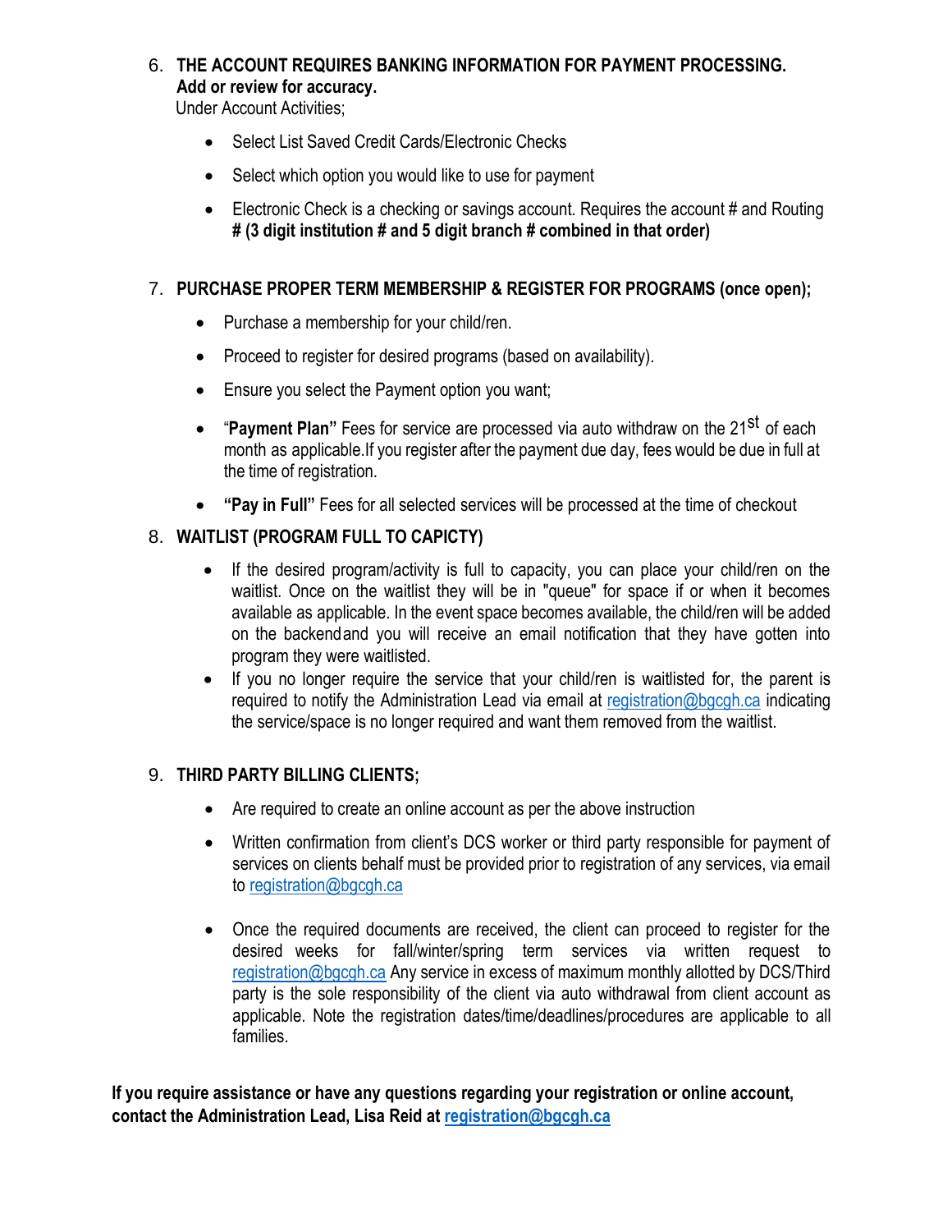6. **THE ACCOUNT REQUIRES BANKING INFORMATION FOR PAYMENT PROCESSING. Add or review for accuracy.**
   Under Account Activities;

   - Select List Saved Credit Cards/Electronic Checks
   - Select which option you would like to use for payment
   - Electronic Check is a checking or savings account. Requires the account # and Routing **# (3 digit institution # and 5 digit branch # combined in that order)**

7. **PURCHASE PROPER TERM MEMBERSHIP & REGISTER FOR PROGRAMS (once open);**

   - Purchase a membership for your child/ren.
   - Proceed to register for desired programs (based on availability).
   - Ensure you select the Payment option you want;
   - "**Payment Plan"** Fees for service are processed via auto withdraw on the 21st of each month as applicable.If you register after the payment due day, fees would be due in full at the time of registration.
   - **"Pay in Full"** Fees for all selected services will be processed at the time of checkout

8. **WAITLIST (PROGRAM FULL TO CAPICTY)**

   - If the desired program/activity is full to capacity, you can place your child/ren on the waitlist. Once on the waitlist they will be in "queue" for space if or when it becomes available as applicable. In the event space becomes available, the child/ren will be added on the backendand you will receive an email notification that they have gotten into program they were waitlisted.
   - If you no longer require the service that your child/ren is waitlisted for, the parent is required to notify the Administration Lead via email at registration@bgcgh.ca indicating the service/space is no longer required and want them removed from the waitlist.

9. **THIRD PARTY BILLING CLIENTS;**

   - Are required to create an online account as per the above instruction
   - Written confirmation from client's DCS worker or third party responsible for payment of services on clients behalf must be provided prior to registration of any services, via email to registration@bgcgh.ca
   - Once the required documents are received, the client can proceed to register for the desired weeks for fall/winter/spring term services via written request to registration@bgcgh.ca Any service in excess of maximum monthly allotted by DCS/Third party is the sole responsibility of the client via auto withdrawal from client account as applicable. Note the registration dates/time/deadlines/procedures are applicable to all families.

**If you require assistance or have any questions regarding your registration or online account, contact the Administration Lead, Lisa Reid at registration@bgcgh.ca**